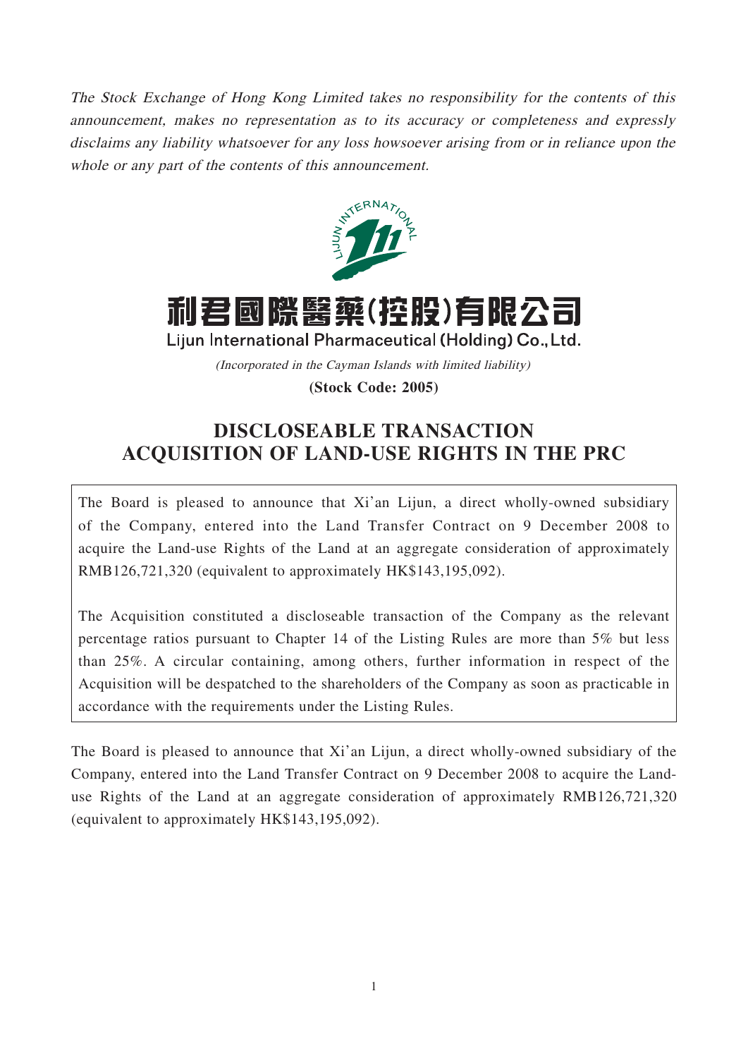*The Stock Exchange of Hong Kong Limited takes no responsibility for the contents of this announcement, makes no representation as to its accuracy or completeness and expressly disclaims any liability whatsoever for any loss howsoever arising from or in reliance upon the whole or any part of the contents of this announcement.*

# 利君國際醫藥(控股)有限公司
# Lijun International Pharmaceutical (Holding) Co., Ltd.

*(Incorporated in the Cayman Islands with limited liability)*

**(Stock Code: 2005)**

## DISCLOSEABLE TRANSACTION
## ACQUISITION OF LAND-USE RIGHTS IN THE PRC

The Board is pleased to announce that Xi'an Lijun, a direct wholly-owned subsidiary of the Company, entered into the Land Transfer Contract on 9 December 2008 to acquire the Land-use Rights of the Land at an aggregate consideration of approximately RMB126,721,320 (equivalent to approximately HK$143,195,092).

The Acquisition constituted a discloseable transaction of the Company as the relevant percentage ratios pursuant to Chapter 14 of the Listing Rules are more than 5% but less than 25%. A circular containing, among others, further information in respect of the Acquisition will be despatched to the shareholders of the Company as soon as practicable in accordance with the requirements under the Listing Rules.

The Board is pleased to announce that Xi'an Lijun, a direct wholly-owned subsidiary of the Company, entered into the Land Transfer Contract on 9 December 2008 to acquire the Land-use Rights of the Land at an aggregate consideration of approximately RMB126,721,320 (equivalent to approximately HK$143,195,092).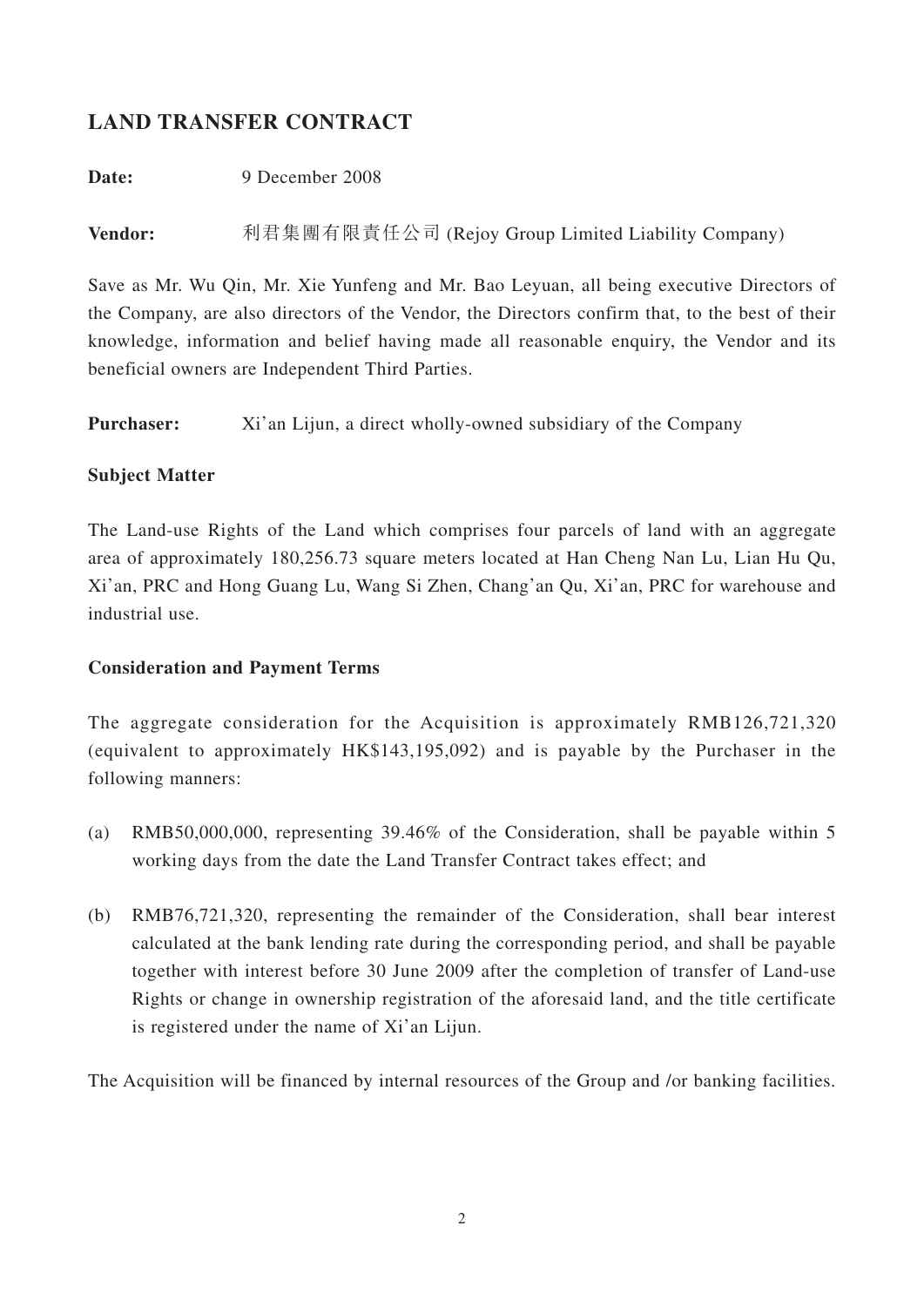## LAND TRANSFER CONTRACT

**Date:** 9 December 2008

**Vendor:** 利君集團有限責任公司 (Rejoy Group Limited Liability Company)

Save as Mr. Wu Qin, Mr. Xie Yunfeng and Mr. Bao Leyuan, all being executive Directors of the Company, are also directors of the Vendor, the Directors confirm that, to the best of their knowledge, information and belief having made all reasonable enquiry, the Vendor and its beneficial owners are Independent Third Parties.

**Purchaser:** Xi'an Lijun, a direct wholly-owned subsidiary of the Company

### Subject Matter

The Land-use Rights of the Land which comprises four parcels of land with an aggregate area of approximately 180,256.73 square meters located at Han Cheng Nan Lu, Lian Hu Qu, Xi'an, PRC and Hong Guang Lu, Wang Si Zhen, Chang'an Qu, Xi'an, PRC for warehouse and industrial use.

### Consideration and Payment Terms

The aggregate consideration for the Acquisition is approximately RMB126,721,320 (equivalent to approximately HK$143,195,092) and is payable by the Purchaser in the following manners:

(a) RMB50,000,000, representing 39.46% of the Consideration, shall be payable within 5 working days from the date the Land Transfer Contract takes effect; and

(b) RMB76,721,320, representing the remainder of the Consideration, shall bear interest calculated at the bank lending rate during the corresponding period, and shall be payable together with interest before 30 June 2009 after the completion of transfer of Land-use Rights or change in ownership registration of the aforesaid land, and the title certificate is registered under the name of Xi'an Lijun.

The Acquisition will be financed by internal resources of the Group and /or banking facilities.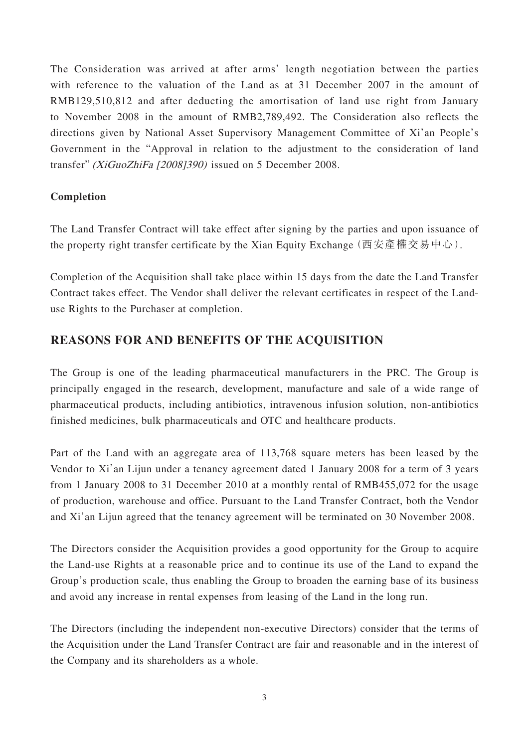The Consideration was arrived at after arms' length negotiation between the parties with reference to the valuation of the Land as at 31 December 2007 in the amount of RMB129,510,812 and after deducting the amortisation of land use right from January to November 2008 in the amount of RMB2,789,492. The Consideration also reflects the directions given by National Asset Supervisory Management Committee of Xi'an People's Government in the "Approval in relation to the adjustment to the consideration of land transfer" *(XiGuoZhiFa [2008]390)* issued on 5 December 2008.

**Completion**

The Land Transfer Contract will take effect after signing by the parties and upon issuance of the property right transfer certificate by the Xian Equity Exchange (西安產權交易中心).

Completion of the Acquisition shall take place within 15 days from the date the Land Transfer Contract takes effect. The Vendor shall deliver the relevant certificates in respect of the Land-use Rights to the Purchaser at completion.

## REASONS FOR AND BENEFITS OF THE ACQUISITION

The Group is one of the leading pharmaceutical manufacturers in the PRC. The Group is principally engaged in the research, development, manufacture and sale of a wide range of pharmaceutical products, including antibiotics, intravenous infusion solution, non-antibiotics finished medicines, bulk pharmaceuticals and OTC and healthcare products.

Part of the Land with an aggregate area of 113,768 square meters has been leased by the Vendor to Xi'an Lijun under a tenancy agreement dated 1 January 2008 for a term of 3 years from 1 January 2008 to 31 December 2010 at a monthly rental of RMB455,072 for the usage of production, warehouse and office. Pursuant to the Land Transfer Contract, both the Vendor and Xi'an Lijun agreed that the tenancy agreement will be terminated on 30 November 2008.

The Directors consider the Acquisition provides a good opportunity for the Group to acquire the Land-use Rights at a reasonable price and to continue its use of the Land to expand the Group's production scale, thus enabling the Group to broaden the earning base of its business and avoid any increase in rental expenses from leasing of the Land in the long run.

The Directors (including the independent non-executive Directors) consider that the terms of the Acquisition under the Land Transfer Contract are fair and reasonable and in the interest of the Company and its shareholders as a whole.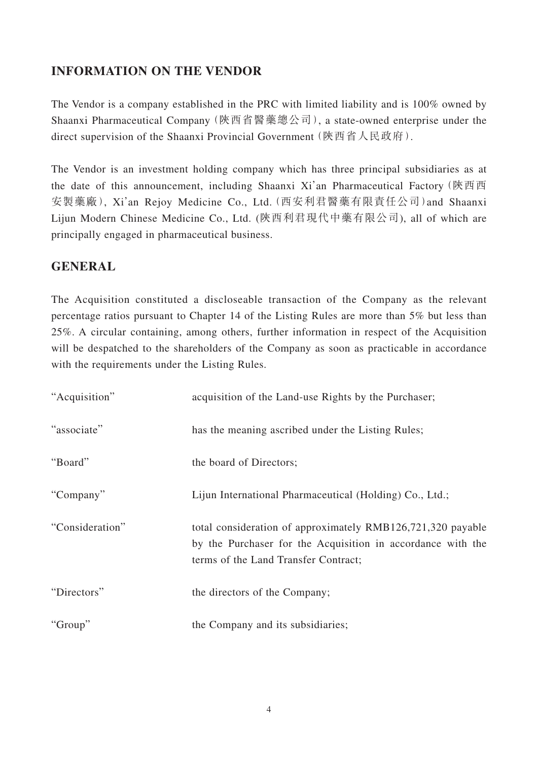## INFORMATION ON THE VENDOR

The Vendor is a company established in the PRC with limited liability and is 100% owned by Shaanxi Pharmaceutical Company (陝西省醫藥總公司), a state-owned enterprise under the direct supervision of the Shaanxi Provincial Government (陝西省人民政府).

The Vendor is an investment holding company which has three principal subsidiaries as at the date of this announcement, including Shaanxi Xi'an Pharmaceutical Factory (陝西西安製藥廠), Xi'an Rejoy Medicine Co., Ltd. (西安利君醫藥有限責任公司) and Shaanxi Lijun Modern Chinese Medicine Co., Ltd. (陝西利君現代中藥有限公司), all of which are principally engaged in pharmaceutical business.

## GENERAL

The Acquisition constituted a discloseable transaction of the Company as the relevant percentage ratios pursuant to Chapter 14 of the Listing Rules are more than 5% but less than 25%. A circular containing, among others, further information in respect of the Acquisition will be despatched to the shareholders of the Company as soon as practicable in accordance with the requirements under the Listing Rules.

| | |
|---|---|
| "Acquisition" | acquisition of the Land-use Rights by the Purchaser; |
| "associate" | has the meaning ascribed under the Listing Rules; |
| "Board" | the board of Directors; |
| "Company" | Lijun International Pharmaceutical (Holding) Co., Ltd.; |
| "Consideration" | total consideration of approximately RMB126,721,320 payable by the Purchaser for the Acquisition in accordance with the terms of the Land Transfer Contract; |
| "Directors" | the directors of the Company; |
| "Group" | the Company and its subsidiaries; |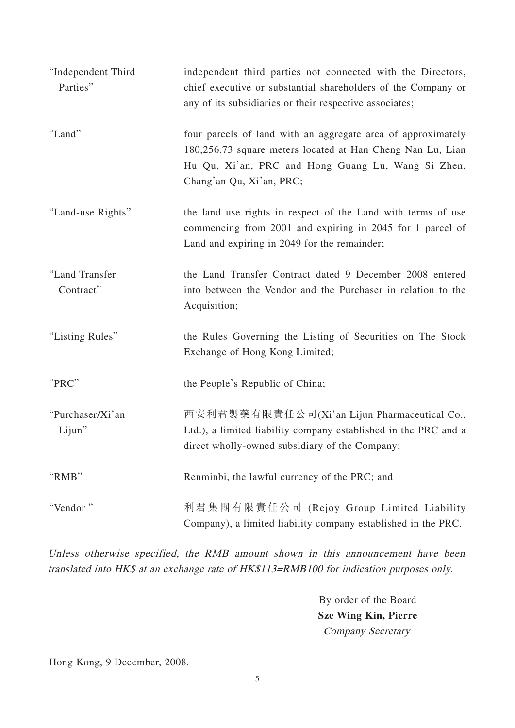| | |
|---|---|
| "Independent Third Parties" | independent third parties not connected with the Directors, chief executive or substantial shareholders of the Company or any of its subsidiaries or their respective associates; |
| "Land" | four parcels of land with an aggregate area of approximately 180,256.73 square meters located at Han Cheng Nan Lu, Lian Hu Qu, Xi'an, PRC and Hong Guang Lu, Wang Si Zhen, Chang'an Qu, Xi'an, PRC; |
| "Land-use Rights" | the land use rights in respect of the Land with terms of use commencing from 2001 and expiring in 2045 for 1 parcel of Land and expiring in 2049 for the remainder; |
| "Land Transfer Contract" | the Land Transfer Contract dated 9 December 2008 entered into between the Vendor and the Purchaser in relation to the Acquisition; |
| "Listing Rules" | the Rules Governing the Listing of Securities on The Stock Exchange of Hong Kong Limited; |
| "PRC" | the People's Republic of China; |
| "Purchaser/Xi'an Lijun" | 西安利君製藥有限責任公司(Xi'an Lijun Pharmaceutical Co., Ltd.), a limited liability company established in the PRC and a direct wholly-owned subsidiary of the Company; |
| "RMB" | Renminbi, the lawful currency of the PRC; and |
| "Vendor " | 利君集團有限責任公司 (Rejoy Group Limited Liability Company), a limited liability company established in the PRC. |

*Unless otherwise specified, the RMB amount shown in this announcement have been translated into HK$ at an exchange rate of HK$113=RMB100 for indication purposes only.*

By order of the Board
**Sze Wing Kin, Pierre**
*Company Secretary*

Hong Kong, 9 December, 2008.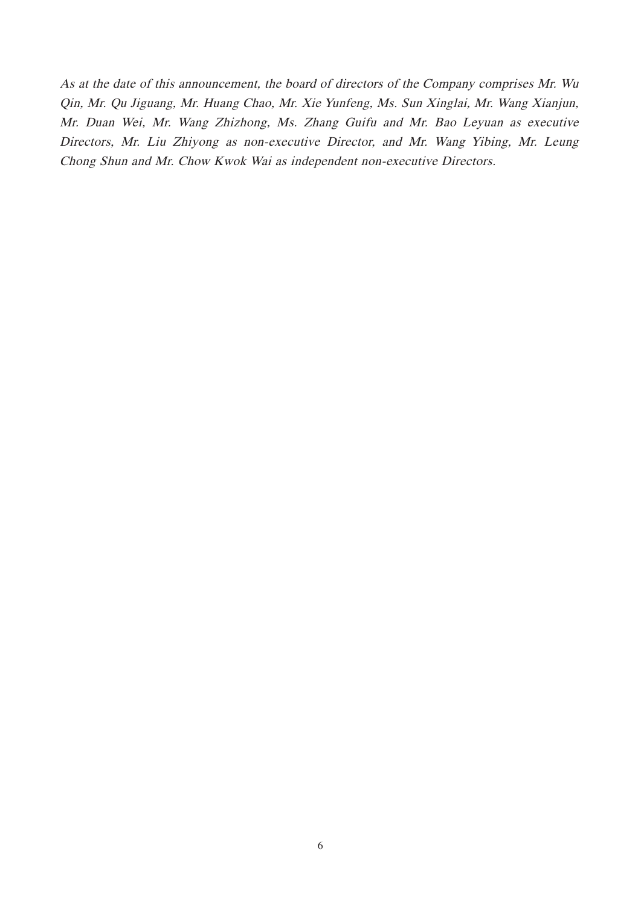*As at the date of this announcement, the board of directors of the Company comprises Mr. Wu Qin, Mr. Qu Jiguang, Mr. Huang Chao, Mr. Xie Yunfeng, Ms. Sun Xinglai, Mr. Wang Xianjun, Mr. Duan Wei, Mr. Wang Zhizhong, Ms. Zhang Guifu and Mr. Bao Leyuan as executive Directors, Mr. Liu Zhiyong as non-executive Director, and Mr. Wang Yibing, Mr. Leung Chong Shun and Mr. Chow Kwok Wai as independent non-executive Directors.*